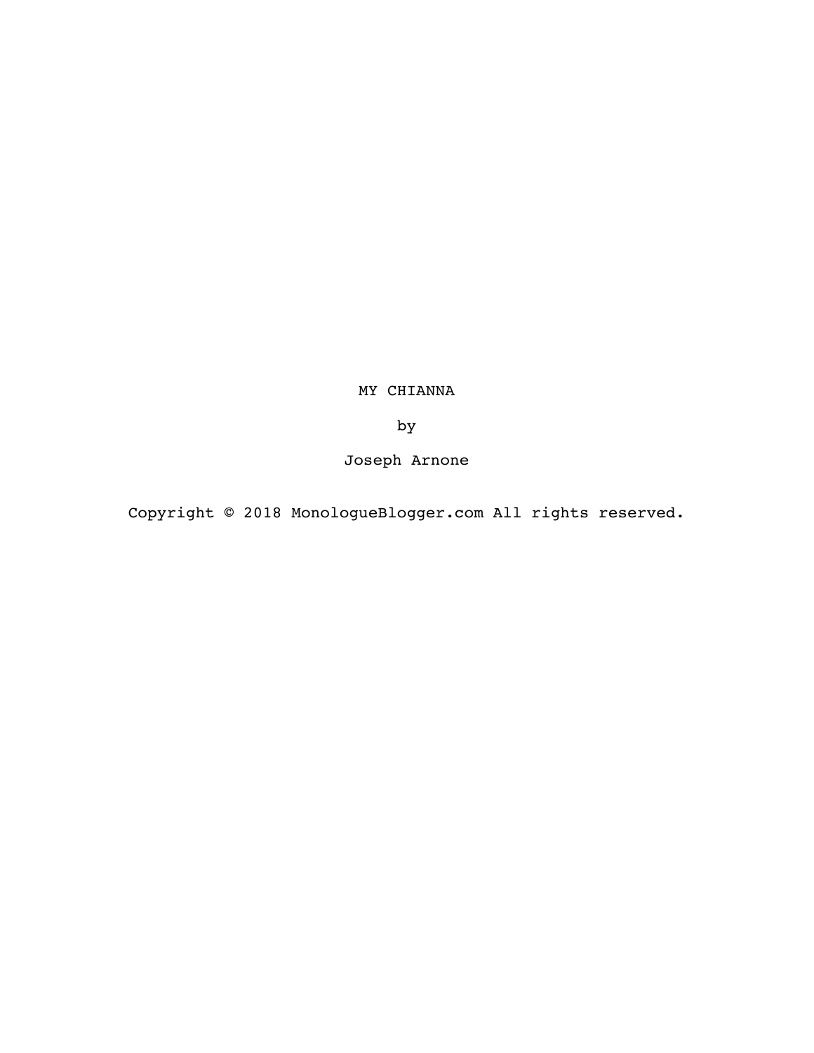# MY CHIANNA

by

Joseph Arnone

Copyright © 2018 MonologueBlogger.com All rights reserved.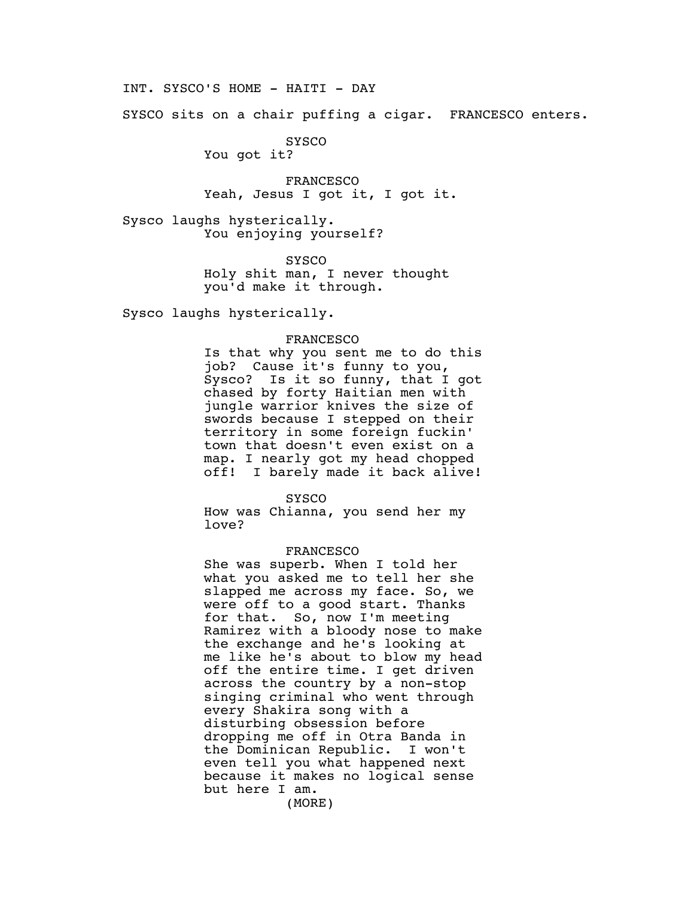INT. SYSCO'S HOME - HAITI - DAY

SYSCO sits on a chair puffing a cigar. FRANCESCO enters.

SYSCO
You got it?

FRANCESCO
Yeah, Jesus I got it, I got it.

Sysco laughs hysterically.
You enjoying yourself?

SYSCO
Holy shit man, I never thought you'd make it through.

Sysco laughs hysterically.

FRANCESCO
Is that why you sent me to do this job? Cause it's funny to you, Sysco? Is it so funny, that I got chased by forty Haitian men with jungle warrior knives the size of swords because I stepped on their territory in some foreign fuckin' town that doesn't even exist on a map. I nearly got my head chopped off! I barely made it back alive!

SYSCO
How was Chianna, you send her my love?

FRANCESCO
She was superb. When I told her what you asked me to tell her she slapped me across my face. So, we were off to a good start. Thanks for that. So, now I'm meeting Ramirez with a bloody nose to make the exchange and he's looking at me like he's about to blow my head off the entire time. I get driven across the country by a non-stop singing criminal who went through every Shakira song with a disturbing obsession before dropping me off in Otra Banda in the Dominican Republic. I won't even tell you what happened next because it makes no logical sense but here I am.
(MORE)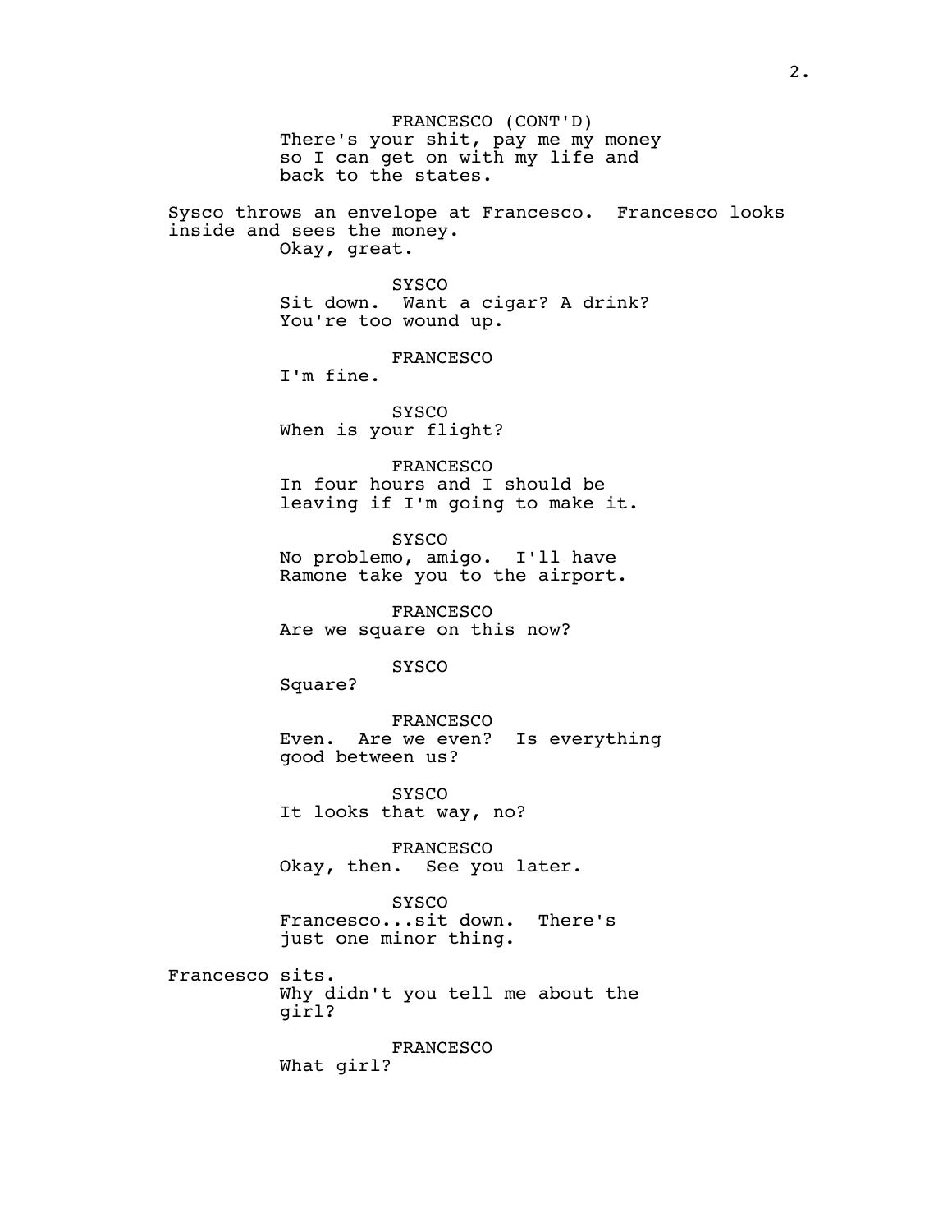FRANCESCO (CONT'D)

There's your shit, pay me my money so I can get on with my life and back to the states.

Sysco throws an envelope at Francesco. Francesco looks inside and sees the money.

Okay, great.

SYSCO

Sit down. Want a cigar? A drink? You're too wound up.

FRANCESCO

I'm fine.

SYSCO

When is your flight?

FRANCESCO

In four hours and I should be leaving if I'm going to make it.

SYSCO

No problemo, amigo. I'll have Ramone take you to the airport.

FRANCESCO

Are we square on this now?

SYSCO

Square?

FRANCESCO

Even. Are we even? Is everything good between us?

SYSCO

It looks that way, no?

FRANCESCO

Okay, then. See you later.

SYSCO

Francesco...sit down. There's just one minor thing.

Francesco sits.

Why didn't you tell me about the girl?

FRANCESCO

What girl?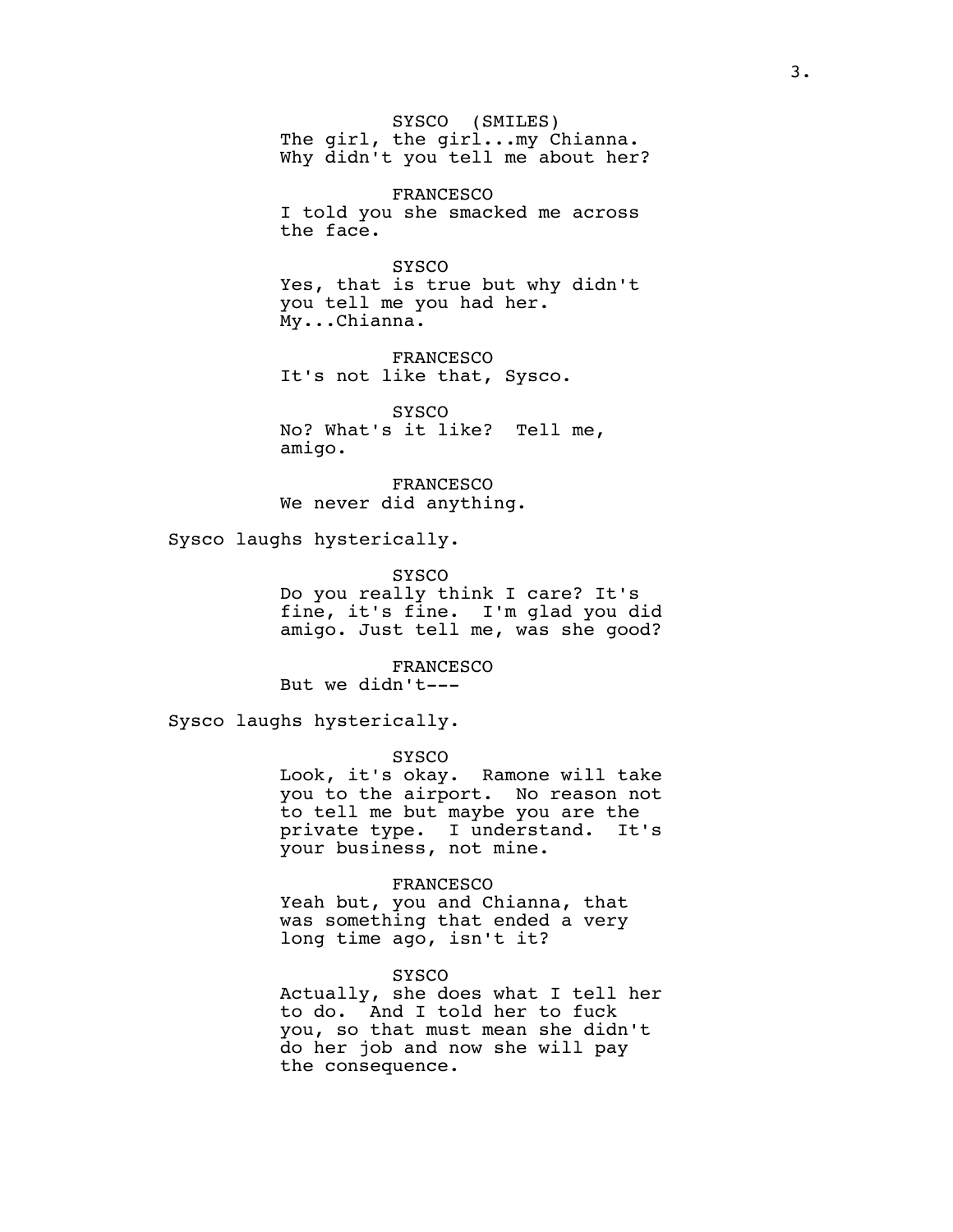SYSCO (SMILES)
The girl, the girl...my Chianna.
Why didn't you tell me about her?

FRANCESCO
I told you she smacked me across
the face.

SYSCO
Yes, that is true but why didn't
you tell me you had her.
My...Chianna.

FRANCESCO
It's not like that, Sysco.

SYSCO
No? What's it like? Tell me,
amigo.

FRANCESCO
We never did anything.

Sysco laughs hysterically.

SYSCO
Do you really think I care? It's
fine, it's fine. I'm glad you did
amigo. Just tell me, was she good?

FRANCESCO
But we didn't---

Sysco laughs hysterically.

SYSCO
Look, it's okay. Ramone will take
you to the airport. No reason not
to tell me but maybe you are the
private type. I understand. It's
your business, not mine.

FRANCESCO
Yeah but, you and Chianna, that
was something that ended a very
long time ago, isn't it?

SYSCO
Actually, she does what I tell her
to do. And I told her to fuck
you, so that must mean she didn't
do her job and now she will pay
the consequence.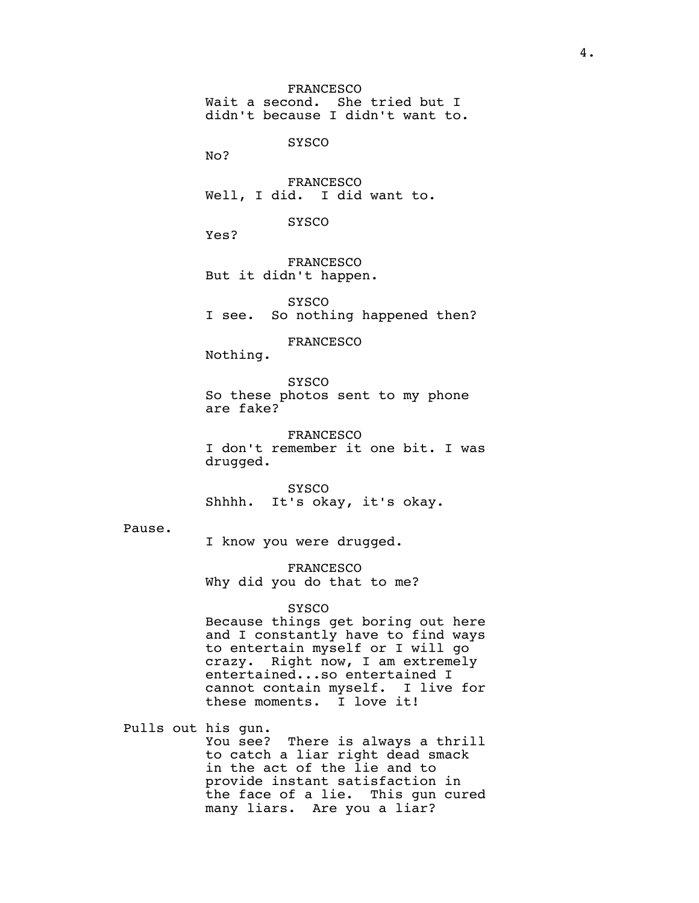FRANCESCO
Wait a second. She tried but I didn't because I didn't want to.

SYSCO
No?

FRANCESCO
Well, I did. I did want to.

SYSCO
Yes?

FRANCESCO
But it didn't happen.

SYSCO
I see. So nothing happened then?

FRANCESCO
Nothing.

SYSCO
So these photos sent to my phone are fake?

FRANCESCO
I don't remember it one bit. I was drugged.

SYSCO
Shhhh. It's okay, it's okay.

Pause.

I know you were drugged.

FRANCESCO
Why did you do that to me?

SYSCO
Because things get boring out here and I constantly have to find ways to entertain myself or I will go crazy. Right now, I am extremely entertained...so entertained I cannot contain myself. I live for these moments. I love it!

Pulls out his gun.

You see? There is always a thrill to catch a liar right dead smack in the act of the lie and to provide instant satisfaction in the face of a lie. This gun cured many liars. Are you a liar?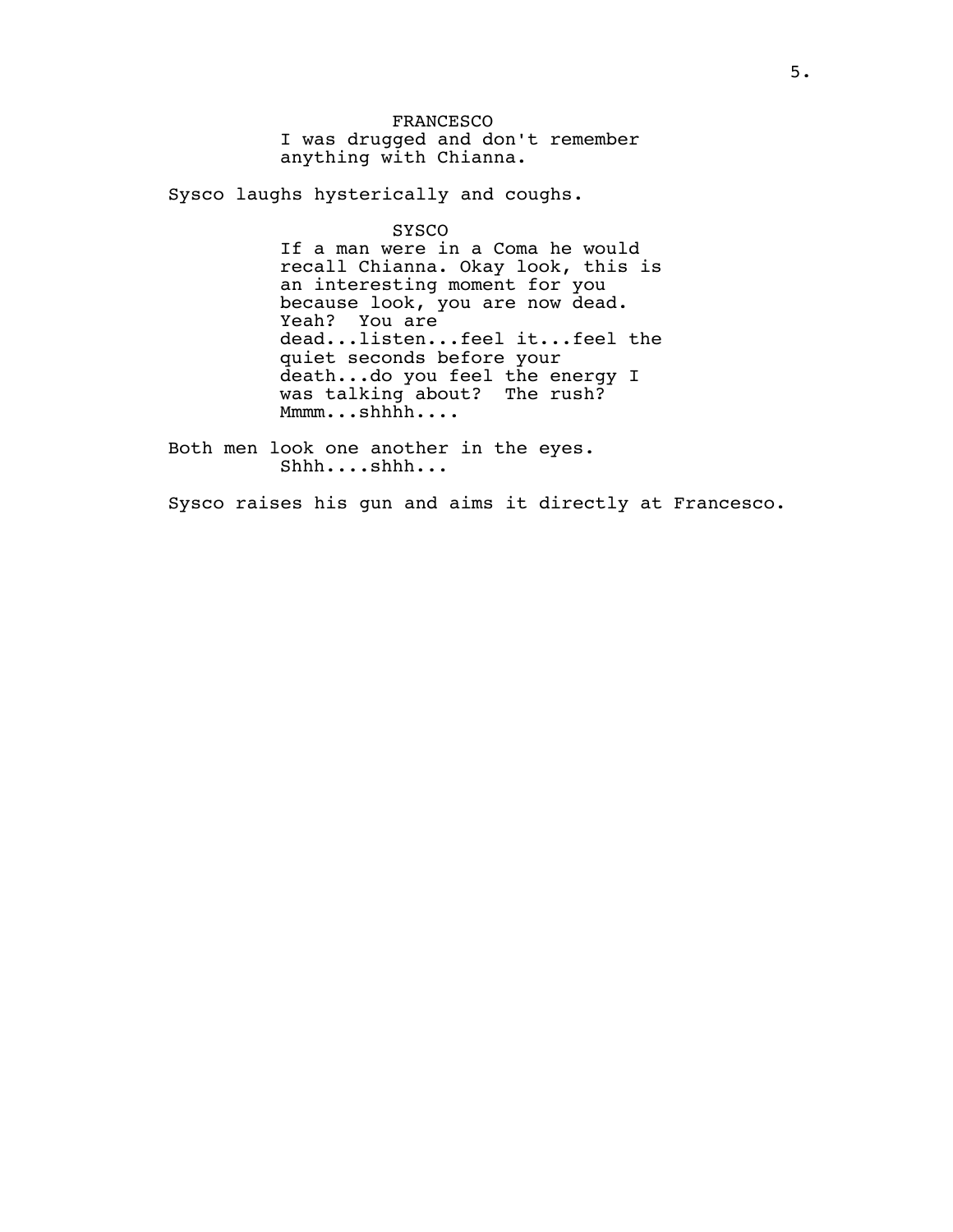FRANCESCO
I was drugged and don't remember anything with Chianna.

Sysco laughs hysterically and coughs.

SYSCO
If a man were in a Coma he would recall Chianna. Okay look, this is an interesting moment for you because look, you are now dead. Yeah? You are dead...listen...feel it...feel the quiet seconds before your death...do you feel the energy I was talking about? The rush? Mmmm...shhhh....

Both men look one another in the eyes.
Shhh....shhh...

Sysco raises his gun and aims it directly at Francesco.